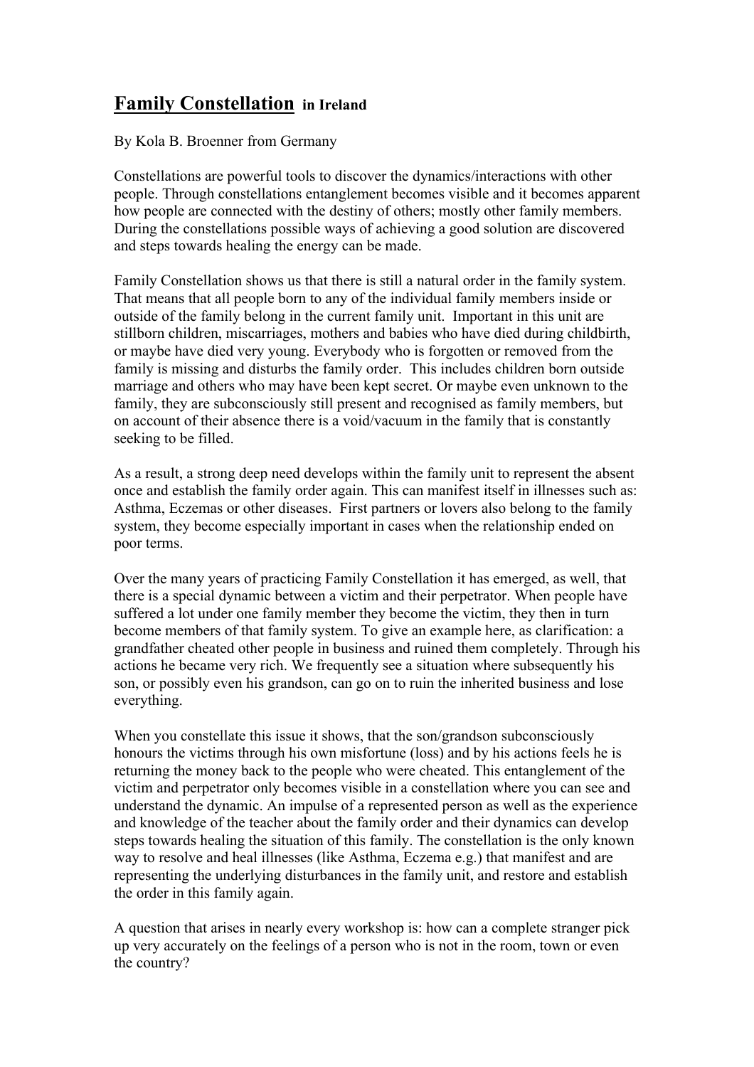# Family Constellation in Ireland

By Kola B. Broenner from Germany

Constellations are powerful tools to discover the dynamics/interactions with other people. Through constellations entanglement becomes visible and it becomes apparent how people are connected with the destiny of others; mostly other family members. During the constellations possible ways of achieving a good solution are discovered and steps towards healing the energy can be made.

Family Constellation shows us that there is still a natural order in the family system. That means that all people born to any of the individual family members inside or outside of the family belong in the current family unit. Important in this unit are stillborn children, miscarriages, mothers and babies who have died during childbirth, or maybe have died very young. Everybody who is forgotten or removed from the family is missing and disturbs the family order. This includes children born outside marriage and others who may have been kept secret. Or maybe even unknown to the family, they are subconsciously still present and recognised as family members, but on account of their absence there is a void/vacuum in the family that is constantly seeking to be filled.

As a result, a strong deep need develops within the family unit to represent the absent once and establish the family order again. This can manifest itself in illnesses such as: Asthma, Eczemas or other diseases. First partners or lovers also belong to the family system, they become especially important in cases when the relationship ended on poor terms.

Over the many years of practicing Family Constellation it has emerged, as well, that there is a special dynamic between a victim and their perpetrator. When people have suffered a lot under one family member they become the victim, they then in turn become members of that family system. To give an example here, as clarification: a grandfather cheated other people in business and ruined them completely. Through his actions he became very rich. We frequently see a situation where subsequently his son, or possibly even his grandson, can go on to ruin the inherited business and lose everything.

When you constellate this issue it shows, that the son/grandson subconsciously honours the victims through his own misfortune (loss) and by his actions feels he is returning the money back to the people who were cheated. This entanglement of the victim and perpetrator only becomes visible in a constellation where you can see and understand the dynamic. An impulse of a represented person as well as the experience and knowledge of the teacher about the family order and their dynamics can develop steps towards healing the situation of this family. The constellation is the only known way to resolve and heal illnesses (like Asthma, Eczema e.g.) that manifest and are representing the underlying disturbances in the family unit, and restore and establish the order in this family again.

A question that arises in nearly every workshop is: how can a complete stranger pick up very accurately on the feelings of a person who is not in the room, town or even the country?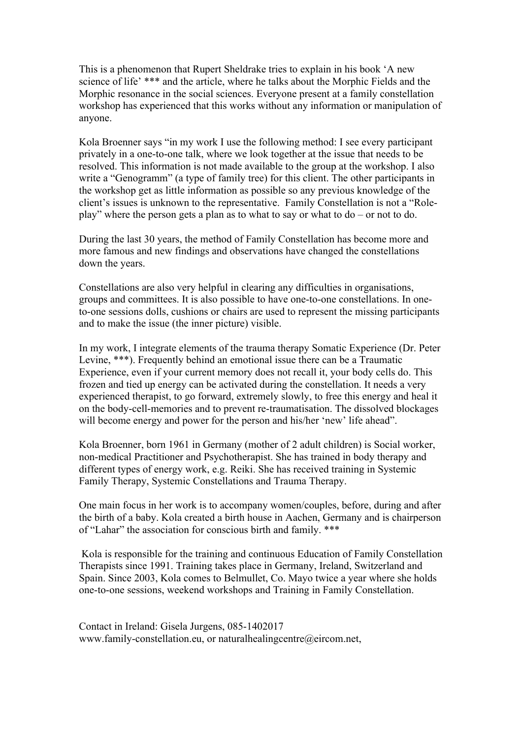This is a phenomenon that Rupert Sheldrake tries to explain in his book 'A new science of life' *** and the article, where he talks about the Morphic Fields and the Morphic resonance in the social sciences. Everyone present at a family constellation workshop has experienced that this works without any information or manipulation of anyone.

Kola Broenner says "in my work I use the following method: I see every participant privately in a one-to-one talk, where we look together at the issue that needs to be resolved. This information is not made available to the group at the workshop. I also write a "Genogramm" (a type of family tree) for this client. The other participants in the workshop get as little information as possible so any previous knowledge of the client's issues is unknown to the representative. Family Constellation is not a "Role-play" where the person gets a plan as to what to say or what to do – or not to do.

During the last 30 years, the method of Family Constellation has become more and more famous and new findings and observations have changed the constellations down the years.

Constellations are also very helpful in clearing any difficulties in organisations, groups and committees. It is also possible to have one-to-one constellations. In one-to-one sessions dolls, cushions or chairs are used to represent the missing participants and to make the issue (the inner picture) visible.

In my work, I integrate elements of the trauma therapy Somatic Experience (Dr. Peter Levine, ***). Frequently behind an emotional issue there can be a Traumatic Experience, even if your current memory does not recall it, your body cells do. This frozen and tied up energy can be activated during the constellation. It needs a very experienced therapist, to go forward, extremely slowly, to free this energy and heal it on the body-cell-memories and to prevent re-traumatisation. The dissolved blockages will become energy and power for the person and his/her 'new' life ahead".

Kola Broenner, born 1961 in Germany (mother of 2 adult children) is Social worker, non-medical Practitioner and Psychotherapist. She has trained in body therapy and different types of energy work, e.g. Reiki. She has received training in Systemic Family Therapy, Systemic Constellations and Trauma Therapy.

One main focus in her work is to accompany women/couples, before, during and after the birth of a baby. Kola created a birth house in Aachen, Germany and is chairperson of "Lahar" the association for conscious birth and family. ***

Kola is responsible for the training and continuous Education of Family Constellation Therapists since 1991. Training takes place in Germany, Ireland, Switzerland and Spain. Since 2003, Kola comes to Belmullet, Co. Mayo twice a year where she holds one-to-one sessions, weekend workshops and Training in Family Constellation.

Contact in Ireland: Gisela Jurgens, 085-1402017
www.family-constellation.eu, or naturalhealingcentre@eircom.net,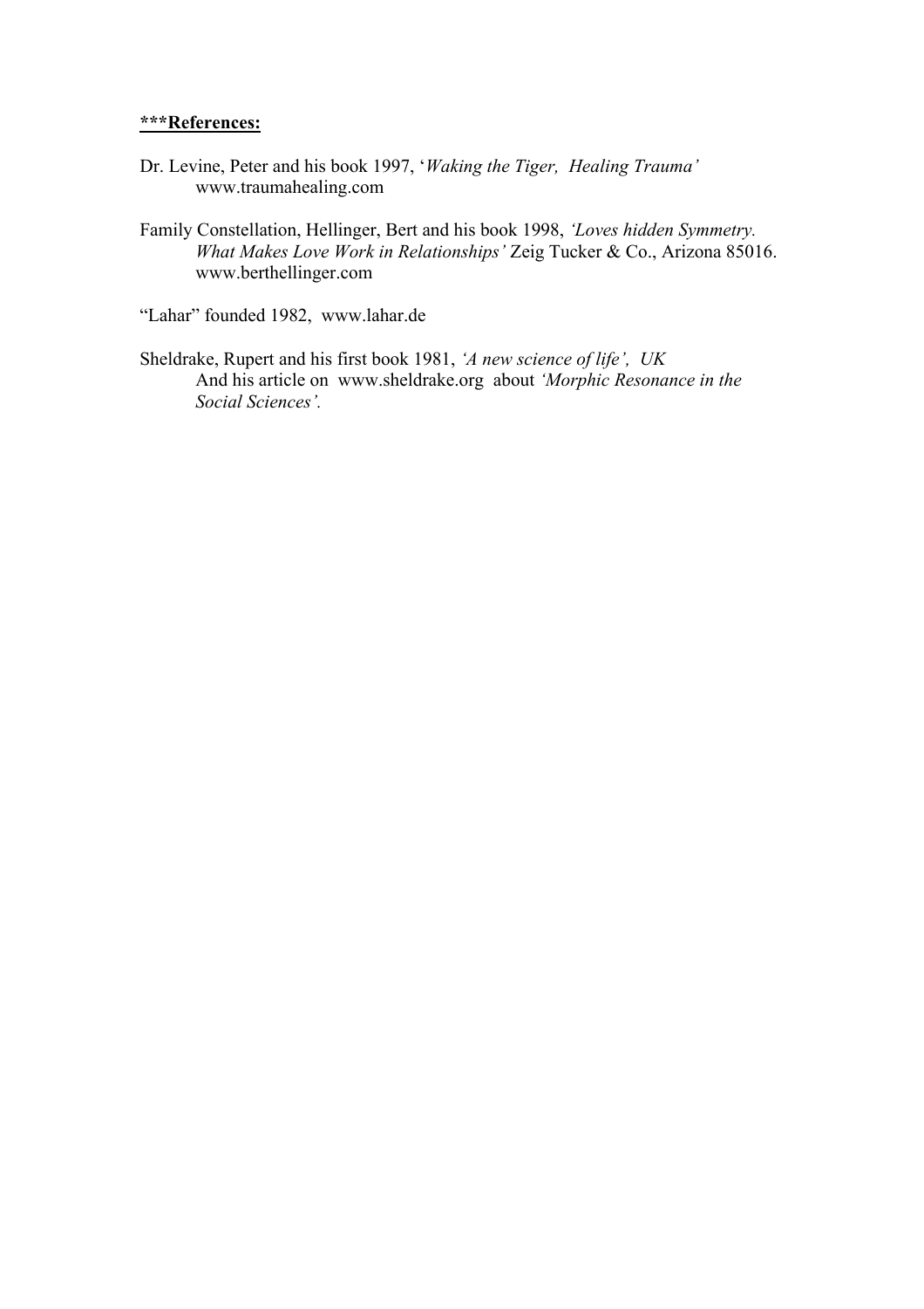**<u>***References:</u>**

Dr. Levine, Peter and his book 1997, '*Waking the Tiger, Healing Trauma'*
www.traumahealing.com

Family Constellation, Hellinger, Bert and his book 1998, *'Loves hidden Symmetry. What Makes Love Work in Relationships'* Zeig Tucker & Co., Arizona 85016.
www.berthellinger.com

"Lahar" founded 1982, www.lahar.de

Sheldrake, Rupert and his first book 1981, *'A new science of life', UK*
And his article on www.sheldrake.org about *'Morphic Resonance in the Social Sciences'.*